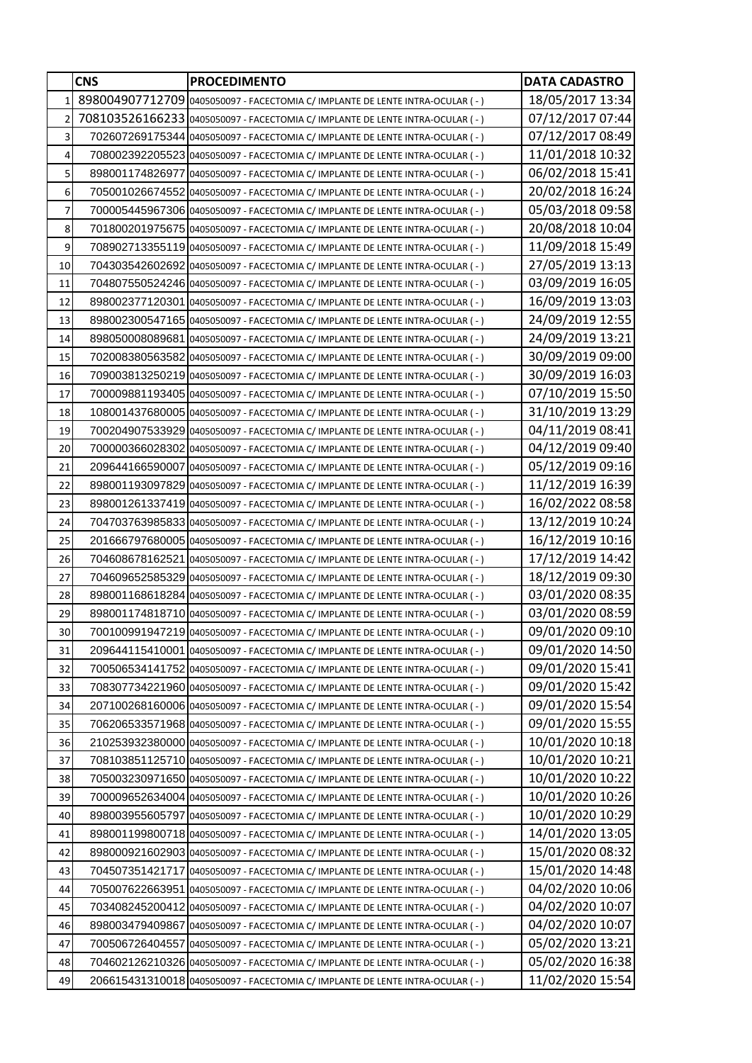| | CNS | PROCEDIMENTO | DATA CADASTRO |
|---|---|---|---|
| 1 | 898004907712709 | 0405050097 - FACECTOMIA C/ IMPLANTE DE LENTE INTRA-OCULAR ( - ) | 18/05/2017 13:34 |
| 2 | 708103526166233 | 0405050097 - FACECTOMIA C/ IMPLANTE DE LENTE INTRA-OCULAR ( - ) | 07/12/2017 07:44 |
| 3 | 702607269175344 | 0405050097 - FACECTOMIA C/ IMPLANTE DE LENTE INTRA-OCULAR ( - ) | 07/12/2017 08:49 |
| 4 | 708002392205523 | 0405050097 - FACECTOMIA C/ IMPLANTE DE LENTE INTRA-OCULAR ( - ) | 11/01/2018 10:32 |
| 5 | 898001174826977 | 0405050097 - FACECTOMIA C/ IMPLANTE DE LENTE INTRA-OCULAR ( - ) | 06/02/2018 15:41 |
| 6 | 705001026674552 | 0405050097 - FACECTOMIA C/ IMPLANTE DE LENTE INTRA-OCULAR ( - ) | 20/02/2018 16:24 |
| 7 | 700005445967306 | 0405050097 - FACECTOMIA C/ IMPLANTE DE LENTE INTRA-OCULAR ( - ) | 05/03/2018 09:58 |
| 8 | 701800201975675 | 0405050097 - FACECTOMIA C/ IMPLANTE DE LENTE INTRA-OCULAR ( - ) | 20/08/2018 10:04 |
| 9 | 708902713355119 | 0405050097 - FACECTOMIA C/ IMPLANTE DE LENTE INTRA-OCULAR ( - ) | 11/09/2018 15:49 |
| 10 | 704303542602692 | 0405050097 - FACECTOMIA C/ IMPLANTE DE LENTE INTRA-OCULAR ( - ) | 27/05/2019 13:13 |
| 11 | 704807550524246 | 0405050097 - FACECTOMIA C/ IMPLANTE DE LENTE INTRA-OCULAR ( - ) | 03/09/2019 16:05 |
| 12 | 898002377120301 | 0405050097 - FACECTOMIA C/ IMPLANTE DE LENTE INTRA-OCULAR ( - ) | 16/09/2019 13:03 |
| 13 | 898002300547165 | 0405050097 - FACECTOMIA C/ IMPLANTE DE LENTE INTRA-OCULAR ( - ) | 24/09/2019 12:55 |
| 14 | 898050008089681 | 0405050097 - FACECTOMIA C/ IMPLANTE DE LENTE INTRA-OCULAR ( - ) | 24/09/2019 13:21 |
| 15 | 702008380563582 | 0405050097 - FACECTOMIA C/ IMPLANTE DE LENTE INTRA-OCULAR ( - ) | 30/09/2019 09:00 |
| 16 | 709003813250219 | 0405050097 - FACECTOMIA C/ IMPLANTE DE LENTE INTRA-OCULAR ( - ) | 30/09/2019 16:03 |
| 17 | 700009881193405 | 0405050097 - FACECTOMIA C/ IMPLANTE DE LENTE INTRA-OCULAR ( - ) | 07/10/2019 15:50 |
| 18 | 108001437680005 | 0405050097 - FACECTOMIA C/ IMPLANTE DE LENTE INTRA-OCULAR ( - ) | 31/10/2019 13:29 |
| 19 | 700204907533929 | 0405050097 - FACECTOMIA C/ IMPLANTE DE LENTE INTRA-OCULAR ( - ) | 04/11/2019 08:41 |
| 20 | 700000366028302 | 0405050097 - FACECTOMIA C/ IMPLANTE DE LENTE INTRA-OCULAR ( - ) | 04/12/2019 09:40 |
| 21 | 209644166590007 | 0405050097 - FACECTOMIA C/ IMPLANTE DE LENTE INTRA-OCULAR ( - ) | 05/12/2019 09:16 |
| 22 | 898001193097829 | 0405050097 - FACECTOMIA C/ IMPLANTE DE LENTE INTRA-OCULAR ( - ) | 11/12/2019 16:39 |
| 23 | 898001261337419 | 0405050097 - FACECTOMIA C/ IMPLANTE DE LENTE INTRA-OCULAR ( - ) | 16/02/2022 08:58 |
| 24 | 704703763985833 | 0405050097 - FACECTOMIA C/ IMPLANTE DE LENTE INTRA-OCULAR ( - ) | 13/12/2019 10:24 |
| 25 | 201666797680005 | 0405050097 - FACECTOMIA C/ IMPLANTE DE LENTE INTRA-OCULAR ( - ) | 16/12/2019 10:16 |
| 26 | 704608678162521 | 0405050097 - FACECTOMIA C/ IMPLANTE DE LENTE INTRA-OCULAR ( - ) | 17/12/2019 14:42 |
| 27 | 704609652585329 | 0405050097 - FACECTOMIA C/ IMPLANTE DE LENTE INTRA-OCULAR ( - ) | 18/12/2019 09:30 |
| 28 | 898001168618284 | 0405050097 - FACECTOMIA C/ IMPLANTE DE LENTE INTRA-OCULAR ( - ) | 03/01/2020 08:35 |
| 29 | 898001174818710 | 0405050097 - FACECTOMIA C/ IMPLANTE DE LENTE INTRA-OCULAR ( - ) | 03/01/2020 08:59 |
| 30 | 700100991947219 | 0405050097 - FACECTOMIA C/ IMPLANTE DE LENTE INTRA-OCULAR ( - ) | 09/01/2020 09:10 |
| 31 | 209644115410001 | 0405050097 - FACECTOMIA C/ IMPLANTE DE LENTE INTRA-OCULAR ( - ) | 09/01/2020 14:50 |
| 32 | 700506534141752 | 0405050097 - FACECTOMIA C/ IMPLANTE DE LENTE INTRA-OCULAR ( - ) | 09/01/2020 15:41 |
| 33 | 708307734221960 | 0405050097 - FACECTOMIA C/ IMPLANTE DE LENTE INTRA-OCULAR ( - ) | 09/01/2020 15:42 |
| 34 | 207100268160006 | 0405050097 - FACECTOMIA C/ IMPLANTE DE LENTE INTRA-OCULAR ( - ) | 09/01/2020 15:54 |
| 35 | 706206533571968 | 0405050097 - FACECTOMIA C/ IMPLANTE DE LENTE INTRA-OCULAR ( - ) | 09/01/2020 15:55 |
| 36 | 210253932380000 | 0405050097 - FACECTOMIA C/ IMPLANTE DE LENTE INTRA-OCULAR ( - ) | 10/01/2020 10:18 |
| 37 | 708103851125710 | 0405050097 - FACECTOMIA C/ IMPLANTE DE LENTE INTRA-OCULAR ( - ) | 10/01/2020 10:21 |
| 38 | 705003230971650 | 0405050097 - FACECTOMIA C/ IMPLANTE DE LENTE INTRA-OCULAR ( - ) | 10/01/2020 10:22 |
| 39 | 700009652634004 | 0405050097 - FACECTOMIA C/ IMPLANTE DE LENTE INTRA-OCULAR ( - ) | 10/01/2020 10:26 |
| 40 | 898003955605797 | 0405050097 - FACECTOMIA C/ IMPLANTE DE LENTE INTRA-OCULAR ( - ) | 10/01/2020 10:29 |
| 41 | 898001199800718 | 0405050097 - FACECTOMIA C/ IMPLANTE DE LENTE INTRA-OCULAR ( - ) | 14/01/2020 13:05 |
| 42 | 898000921602903 | 0405050097 - FACECTOMIA C/ IMPLANTE DE LENTE INTRA-OCULAR ( - ) | 15/01/2020 08:32 |
| 43 | 704507351421717 | 0405050097 - FACECTOMIA C/ IMPLANTE DE LENTE INTRA-OCULAR ( - ) | 15/01/2020 14:48 |
| 44 | 705007622663951 | 0405050097 - FACECTOMIA C/ IMPLANTE DE LENTE INTRA-OCULAR ( - ) | 04/02/2020 10:06 |
| 45 | 703408245200412 | 0405050097 - FACECTOMIA C/ IMPLANTE DE LENTE INTRA-OCULAR ( - ) | 04/02/2020 10:07 |
| 46 | 898003479409867 | 0405050097 - FACECTOMIA C/ IMPLANTE DE LENTE INTRA-OCULAR ( - ) | 04/02/2020 10:07 |
| 47 | 700506726404557 | 0405050097 - FACECTOMIA C/ IMPLANTE DE LENTE INTRA-OCULAR ( - ) | 05/02/2020 13:21 |
| 48 | 704602126210326 | 0405050097 - FACECTOMIA C/ IMPLANTE DE LENTE INTRA-OCULAR ( - ) | 05/02/2020 16:38 |
| 49 | 206615431310018 | 0405050097 - FACECTOMIA C/ IMPLANTE DE LENTE INTRA-OCULAR ( - ) | 11/02/2020 15:54 |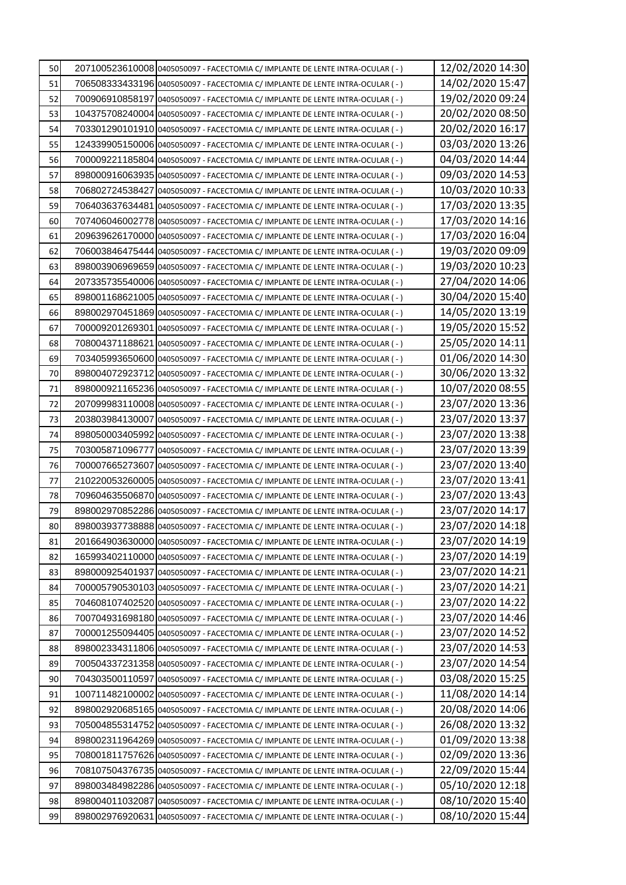| 50 | 207100523610008 | 0405050097 - FACECTOMIA C/ IMPLANTE DE LENTE INTRA-OCULAR ( - ) | 12/02/2020 14:30 |
|---|---|---|---|
| 51 | 706508333433196 | 0405050097 - FACECTOMIA C/ IMPLANTE DE LENTE INTRA-OCULAR ( - ) | 14/02/2020 15:47 |
| 52 | 700906910858197 | 0405050097 - FACECTOMIA C/ IMPLANTE DE LENTE INTRA-OCULAR ( - ) | 19/02/2020 09:24 |
| 53 | 104375708240004 | 0405050097 - FACECTOMIA C/ IMPLANTE DE LENTE INTRA-OCULAR ( - ) | 20/02/2020 08:50 |
| 54 | 703301290101910 | 0405050097 - FACECTOMIA C/ IMPLANTE DE LENTE INTRA-OCULAR ( - ) | 20/02/2020 16:17 |
| 55 | 124339905150006 | 0405050097 - FACECTOMIA C/ IMPLANTE DE LENTE INTRA-OCULAR ( - ) | 03/03/2020 13:26 |
| 56 | 700009221185804 | 0405050097 - FACECTOMIA C/ IMPLANTE DE LENTE INTRA-OCULAR ( - ) | 04/03/2020 14:44 |
| 57 | 898000916063935 | 0405050097 - FACECTOMIA C/ IMPLANTE DE LENTE INTRA-OCULAR ( - ) | 09/03/2020 14:53 |
| 58 | 706802724538427 | 0405050097 - FACECTOMIA C/ IMPLANTE DE LENTE INTRA-OCULAR ( - ) | 10/03/2020 10:33 |
| 59 | 706403637634481 | 0405050097 - FACECTOMIA C/ IMPLANTE DE LENTE INTRA-OCULAR ( - ) | 17/03/2020 13:35 |
| 60 | 707406046002778 | 0405050097 - FACECTOMIA C/ IMPLANTE DE LENTE INTRA-OCULAR ( - ) | 17/03/2020 14:16 |
| 61 | 209639626170000 | 0405050097 - FACECTOMIA C/ IMPLANTE DE LENTE INTRA-OCULAR ( - ) | 17/03/2020 16:04 |
| 62 | 706003846475444 | 0405050097 - FACECTOMIA C/ IMPLANTE DE LENTE INTRA-OCULAR ( - ) | 19/03/2020 09:09 |
| 63 | 898003906969659 | 0405050097 - FACECTOMIA C/ IMPLANTE DE LENTE INTRA-OCULAR ( - ) | 19/03/2020 10:23 |
| 64 | 207335735540006 | 0405050097 - FACECTOMIA C/ IMPLANTE DE LENTE INTRA-OCULAR ( - ) | 27/04/2020 14:06 |
| 65 | 898001168621005 | 0405050097 - FACECTOMIA C/ IMPLANTE DE LENTE INTRA-OCULAR ( - ) | 30/04/2020 15:40 |
| 66 | 898002970451869 | 0405050097 - FACECTOMIA C/ IMPLANTE DE LENTE INTRA-OCULAR ( - ) | 14/05/2020 13:19 |
| 67 | 700009201269301 | 0405050097 - FACECTOMIA C/ IMPLANTE DE LENTE INTRA-OCULAR ( - ) | 19/05/2020 15:52 |
| 68 | 708004371188621 | 0405050097 - FACECTOMIA C/ IMPLANTE DE LENTE INTRA-OCULAR ( - ) | 25/05/2020 14:11 |
| 69 | 703405993650600 | 0405050097 - FACECTOMIA C/ IMPLANTE DE LENTE INTRA-OCULAR ( - ) | 01/06/2020 14:30 |
| 70 | 898004072923712 | 0405050097 - FACECTOMIA C/ IMPLANTE DE LENTE INTRA-OCULAR ( - ) | 30/06/2020 13:32 |
| 71 | 898000921165236 | 0405050097 - FACECTOMIA C/ IMPLANTE DE LENTE INTRA-OCULAR ( - ) | 10/07/2020 08:55 |
| 72 | 207099983110008 | 0405050097 - FACECTOMIA C/ IMPLANTE DE LENTE INTRA-OCULAR ( - ) | 23/07/2020 13:36 |
| 73 | 203803984130007 | 0405050097 - FACECTOMIA C/ IMPLANTE DE LENTE INTRA-OCULAR ( - ) | 23/07/2020 13:37 |
| 74 | 898050003405992 | 0405050097 - FACECTOMIA C/ IMPLANTE DE LENTE INTRA-OCULAR ( - ) | 23/07/2020 13:38 |
| 75 | 703005871096777 | 0405050097 - FACECTOMIA C/ IMPLANTE DE LENTE INTRA-OCULAR ( - ) | 23/07/2020 13:39 |
| 76 | 700007665273607 | 0405050097 - FACECTOMIA C/ IMPLANTE DE LENTE INTRA-OCULAR ( - ) | 23/07/2020 13:40 |
| 77 | 210220053260005 | 0405050097 - FACECTOMIA C/ IMPLANTE DE LENTE INTRA-OCULAR ( - ) | 23/07/2020 13:41 |
| 78 | 709604635506870 | 0405050097 - FACECTOMIA C/ IMPLANTE DE LENTE INTRA-OCULAR ( - ) | 23/07/2020 13:43 |
| 79 | 898002970852286 | 0405050097 - FACECTOMIA C/ IMPLANTE DE LENTE INTRA-OCULAR ( - ) | 23/07/2020 14:17 |
| 80 | 898003937738888 | 0405050097 - FACECTOMIA C/ IMPLANTE DE LENTE INTRA-OCULAR ( - ) | 23/07/2020 14:18 |
| 81 | 201664903630000 | 0405050097 - FACECTOMIA C/ IMPLANTE DE LENTE INTRA-OCULAR ( - ) | 23/07/2020 14:19 |
| 82 | 165993402110000 | 0405050097 - FACECTOMIA C/ IMPLANTE DE LENTE INTRA-OCULAR ( - ) | 23/07/2020 14:19 |
| 83 | 898000925401937 | 0405050097 - FACECTOMIA C/ IMPLANTE DE LENTE INTRA-OCULAR ( - ) | 23/07/2020 14:21 |
| 84 | 700005790530103 | 0405050097 - FACECTOMIA C/ IMPLANTE DE LENTE INTRA-OCULAR ( - ) | 23/07/2020 14:21 |
| 85 | 704608107402520 | 0405050097 - FACECTOMIA C/ IMPLANTE DE LENTE INTRA-OCULAR ( - ) | 23/07/2020 14:22 |
| 86 | 700704931698180 | 0405050097 - FACECTOMIA C/ IMPLANTE DE LENTE INTRA-OCULAR ( - ) | 23/07/2020 14:46 |
| 87 | 700001255094405 | 0405050097 - FACECTOMIA C/ IMPLANTE DE LENTE INTRA-OCULAR ( - ) | 23/07/2020 14:52 |
| 88 | 898002334311806 | 0405050097 - FACECTOMIA C/ IMPLANTE DE LENTE INTRA-OCULAR ( - ) | 23/07/2020 14:53 |
| 89 | 700504337231358 | 0405050097 - FACECTOMIA C/ IMPLANTE DE LENTE INTRA-OCULAR ( - ) | 23/07/2020 14:54 |
| 90 | 704303500110597 | 0405050097 - FACECTOMIA C/ IMPLANTE DE LENTE INTRA-OCULAR ( - ) | 03/08/2020 15:25 |
| 91 | 100711482100002 | 0405050097 - FACECTOMIA C/ IMPLANTE DE LENTE INTRA-OCULAR ( - ) | 11/08/2020 14:14 |
| 92 | 898002920685165 | 0405050097 - FACECTOMIA C/ IMPLANTE DE LENTE INTRA-OCULAR ( - ) | 20/08/2020 14:06 |
| 93 | 705004855314752 | 0405050097 - FACECTOMIA C/ IMPLANTE DE LENTE INTRA-OCULAR ( - ) | 26/08/2020 13:32 |
| 94 | 898002311964269 | 0405050097 - FACECTOMIA C/ IMPLANTE DE LENTE INTRA-OCULAR ( - ) | 01/09/2020 13:38 |
| 95 | 708001811757626 | 0405050097 - FACECTOMIA C/ IMPLANTE DE LENTE INTRA-OCULAR ( - ) | 02/09/2020 13:36 |
| 96 | 708107504376735 | 0405050097 - FACECTOMIA C/ IMPLANTE DE LENTE INTRA-OCULAR ( - ) | 22/09/2020 15:44 |
| 97 | 898003484982286 | 0405050097 - FACECTOMIA C/ IMPLANTE DE LENTE INTRA-OCULAR ( - ) | 05/10/2020 12:18 |
| 98 | 898004011032087 | 0405050097 - FACECTOMIA C/ IMPLANTE DE LENTE INTRA-OCULAR ( - ) | 08/10/2020 15:40 |
| 99 | 898002976920631 | 0405050097 - FACECTOMIA C/ IMPLANTE DE LENTE INTRA-OCULAR ( - ) | 08/10/2020 15:44 |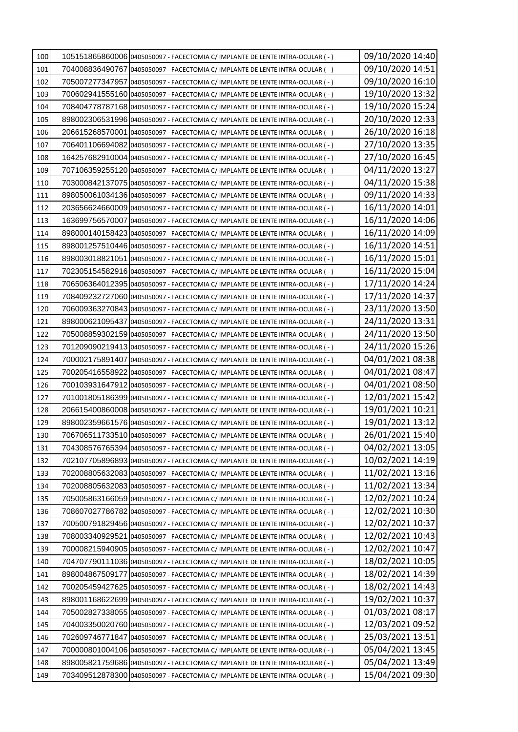| | | | |
|---|---|---|---|
| 100 | 105151865860006 | 0405050097 - FACECTOMIA C/ IMPLANTE DE LENTE INTRA-OCULAR ( - ) | 09/10/2020 14:40 |
| 101 | 704008836490767 | 0405050097 - FACECTOMIA C/ IMPLANTE DE LENTE INTRA-OCULAR ( - ) | 09/10/2020 14:51 |
| 102 | 705007277347957 | 0405050097 - FACECTOMIA C/ IMPLANTE DE LENTE INTRA-OCULAR ( - ) | 09/10/2020 16:10 |
| 103 | 700602941555160 | 0405050097 - FACECTOMIA C/ IMPLANTE DE LENTE INTRA-OCULAR ( - ) | 19/10/2020 13:32 |
| 104 | 708404778787168 | 0405050097 - FACECTOMIA C/ IMPLANTE DE LENTE INTRA-OCULAR ( - ) | 19/10/2020 15:24 |
| 105 | 898002306531996 | 0405050097 - FACECTOMIA C/ IMPLANTE DE LENTE INTRA-OCULAR ( - ) | 20/10/2020 12:33 |
| 106 | 206615268570001 | 0405050097 - FACECTOMIA C/ IMPLANTE DE LENTE INTRA-OCULAR ( - ) | 26/10/2020 16:18 |
| 107 | 706401106694082 | 0405050097 - FACECTOMIA C/ IMPLANTE DE LENTE INTRA-OCULAR ( - ) | 27/10/2020 13:35 |
| 108 | 164257682910004 | 0405050097 - FACECTOMIA C/ IMPLANTE DE LENTE INTRA-OCULAR ( - ) | 27/10/2020 16:45 |
| 109 | 707106359255120 | 0405050097 - FACECTOMIA C/ IMPLANTE DE LENTE INTRA-OCULAR ( - ) | 04/11/2020 13:27 |
| 110 | 703000842137075 | 0405050097 - FACECTOMIA C/ IMPLANTE DE LENTE INTRA-OCULAR ( - ) | 04/11/2020 15:38 |
| 111 | 898050061034136 | 0405050097 - FACECTOMIA C/ IMPLANTE DE LENTE INTRA-OCULAR ( - ) | 09/11/2020 14:33 |
| 112 | 203656624660009 | 0405050097 - FACECTOMIA C/ IMPLANTE DE LENTE INTRA-OCULAR ( - ) | 16/11/2020 14:01 |
| 113 | 163699756570007 | 0405050097 - FACECTOMIA C/ IMPLANTE DE LENTE INTRA-OCULAR ( - ) | 16/11/2020 14:06 |
| 114 | 898000140158423 | 0405050097 - FACECTOMIA C/ IMPLANTE DE LENTE INTRA-OCULAR ( - ) | 16/11/2020 14:09 |
| 115 | 898001257510446 | 0405050097 - FACECTOMIA C/ IMPLANTE DE LENTE INTRA-OCULAR ( - ) | 16/11/2020 14:51 |
| 116 | 898003018821051 | 0405050097 - FACECTOMIA C/ IMPLANTE DE LENTE INTRA-OCULAR ( - ) | 16/11/2020 15:01 |
| 117 | 702305154582916 | 0405050097 - FACECTOMIA C/ IMPLANTE DE LENTE INTRA-OCULAR ( - ) | 16/11/2020 15:04 |
| 118 | 706506364012395 | 0405050097 - FACECTOMIA C/ IMPLANTE DE LENTE INTRA-OCULAR ( - ) | 17/11/2020 14:24 |
| 119 | 708409232727060 | 0405050097 - FACECTOMIA C/ IMPLANTE DE LENTE INTRA-OCULAR ( - ) | 17/11/2020 14:37 |
| 120 | 706009363270843 | 0405050097 - FACECTOMIA C/ IMPLANTE DE LENTE INTRA-OCULAR ( - ) | 23/11/2020 13:50 |
| 121 | 898000621095437 | 0405050097 - FACECTOMIA C/ IMPLANTE DE LENTE INTRA-OCULAR ( - ) | 24/11/2020 13:31 |
| 122 | 705008859302159 | 0405050097 - FACECTOMIA C/ IMPLANTE DE LENTE INTRA-OCULAR ( - ) | 24/11/2020 13:50 |
| 123 | 701209090219413 | 0405050097 - FACECTOMIA C/ IMPLANTE DE LENTE INTRA-OCULAR ( - ) | 24/11/2020 15:26 |
| 124 | 700002175891407 | 0405050097 - FACECTOMIA C/ IMPLANTE DE LENTE INTRA-OCULAR ( - ) | 04/01/2021 08:38 |
| 125 | 700205416558922 | 0405050097 - FACECTOMIA C/ IMPLANTE DE LENTE INTRA-OCULAR ( - ) | 04/01/2021 08:47 |
| 126 | 700103931647912 | 0405050097 - FACECTOMIA C/ IMPLANTE DE LENTE INTRA-OCULAR ( - ) | 04/01/2021 08:50 |
| 127 | 701001805186399 | 0405050097 - FACECTOMIA C/ IMPLANTE DE LENTE INTRA-OCULAR ( - ) | 12/01/2021 15:42 |
| 128 | 206615400860008 | 0405050097 - FACECTOMIA C/ IMPLANTE DE LENTE INTRA-OCULAR ( - ) | 19/01/2021 10:21 |
| 129 | 898002359661576 | 0405050097 - FACECTOMIA C/ IMPLANTE DE LENTE INTRA-OCULAR ( - ) | 19/01/2021 13:12 |
| 130 | 706706511733510 | 0405050097 - FACECTOMIA C/ IMPLANTE DE LENTE INTRA-OCULAR ( - ) | 26/01/2021 15:40 |
| 131 | 704308576765394 | 0405050097 - FACECTOMIA C/ IMPLANTE DE LENTE INTRA-OCULAR ( - ) | 04/02/2021 13:05 |
| 132 | 702107705896893 | 0405050097 - FACECTOMIA C/ IMPLANTE DE LENTE INTRA-OCULAR ( - ) | 10/02/2021 14:19 |
| 133 | 702008805632083 | 0405050097 - FACECTOMIA C/ IMPLANTE DE LENTE INTRA-OCULAR ( - ) | 11/02/2021 13:16 |
| 134 | 702008805632083 | 0405050097 - FACECTOMIA C/ IMPLANTE DE LENTE INTRA-OCULAR ( - ) | 11/02/2021 13:34 |
| 135 | 705005863166059 | 0405050097 - FACECTOMIA C/ IMPLANTE DE LENTE INTRA-OCULAR ( - ) | 12/02/2021 10:24 |
| 136 | 708607027786782 | 0405050097 - FACECTOMIA C/ IMPLANTE DE LENTE INTRA-OCULAR ( - ) | 12/02/2021 10:30 |
| 137 | 700500791829456 | 0405050097 - FACECTOMIA C/ IMPLANTE DE LENTE INTRA-OCULAR ( - ) | 12/02/2021 10:37 |
| 138 | 708003340929521 | 0405050097 - FACECTOMIA C/ IMPLANTE DE LENTE INTRA-OCULAR ( - ) | 12/02/2021 10:43 |
| 139 | 700008215940905 | 0405050097 - FACECTOMIA C/ IMPLANTE DE LENTE INTRA-OCULAR ( - ) | 12/02/2021 10:47 |
| 140 | 704707790111036 | 0405050097 - FACECTOMIA C/ IMPLANTE DE LENTE INTRA-OCULAR ( - ) | 18/02/2021 10:05 |
| 141 | 898004867509177 | 0405050097 - FACECTOMIA C/ IMPLANTE DE LENTE INTRA-OCULAR ( - ) | 18/02/2021 14:39 |
| 142 | 700205459427625 | 0405050097 - FACECTOMIA C/ IMPLANTE DE LENTE INTRA-OCULAR ( - ) | 18/02/2021 14:43 |
| 143 | 898001168622699 | 0405050097 - FACECTOMIA C/ IMPLANTE DE LENTE INTRA-OCULAR ( - ) | 19/02/2021 10:37 |
| 144 | 705002827338055 | 0405050097 - FACECTOMIA C/ IMPLANTE DE LENTE INTRA-OCULAR ( - ) | 01/03/2021 08:17 |
| 145 | 704003350020760 | 0405050097 - FACECTOMIA C/ IMPLANTE DE LENTE INTRA-OCULAR ( - ) | 12/03/2021 09:52 |
| 146 | 702609746771847 | 0405050097 - FACECTOMIA C/ IMPLANTE DE LENTE INTRA-OCULAR ( - ) | 25/03/2021 13:51 |
| 147 | 700000801004106 | 0405050097 - FACECTOMIA C/ IMPLANTE DE LENTE INTRA-OCULAR ( - ) | 05/04/2021 13:45 |
| 148 | 898005821759686 | 0405050097 - FACECTOMIA C/ IMPLANTE DE LENTE INTRA-OCULAR ( - ) | 05/04/2021 13:49 |
| 149 | 703409512878300 | 0405050097 - FACECTOMIA C/ IMPLANTE DE LENTE INTRA-OCULAR ( - ) | 15/04/2021 09:30 |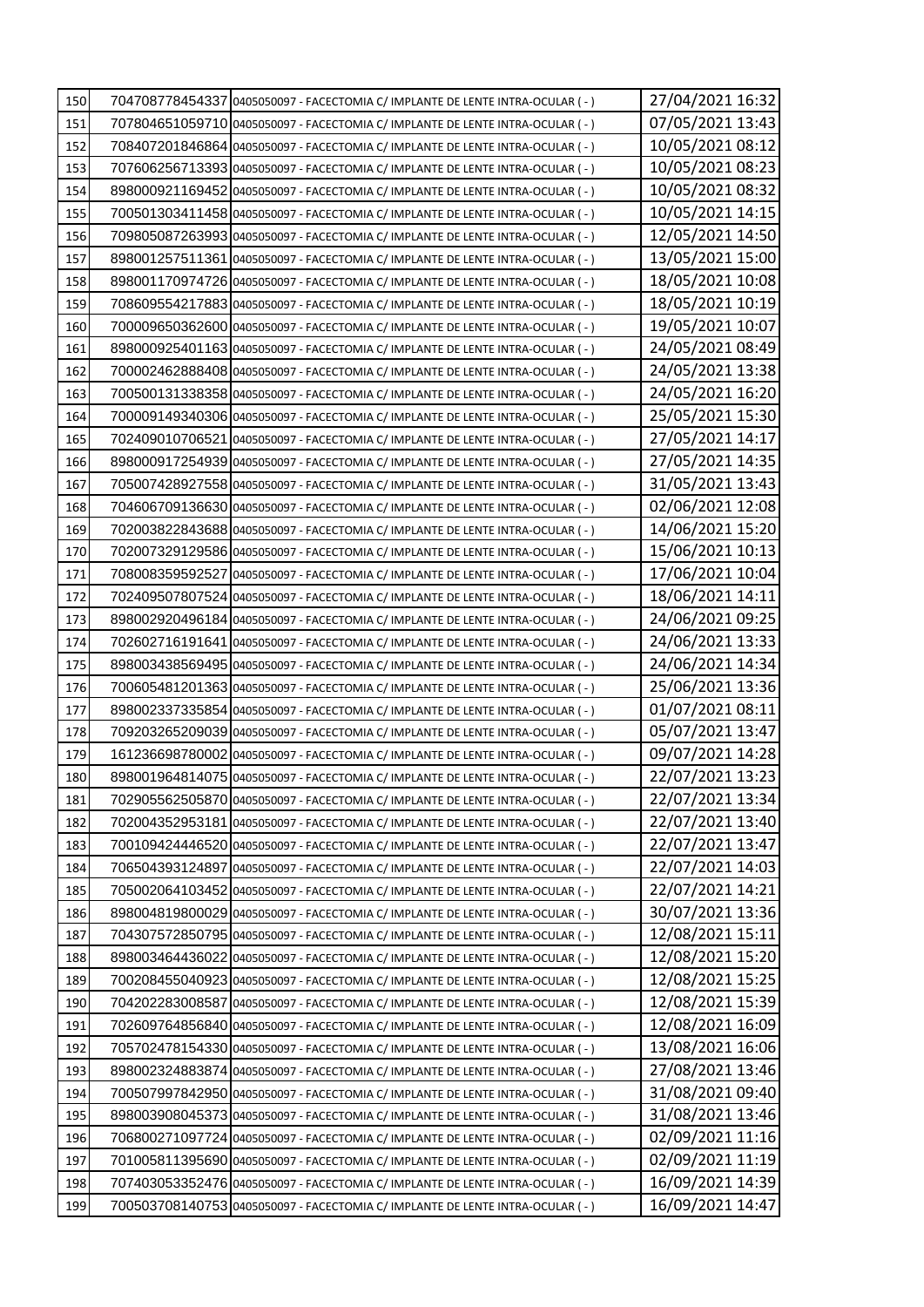| | | | |
|---|---|---|---|
| 150 | 704708778454337 | 0405050097 - FACECTOMIA C/ IMPLANTE DE LENTE INTRA-OCULAR ( - ) | 27/04/2021 16:32 |
| 151 | 707804651059710 | 0405050097 - FACECTOMIA C/ IMPLANTE DE LENTE INTRA-OCULAR ( - ) | 07/05/2021 13:43 |
| 152 | 708407201846864 | 0405050097 - FACECTOMIA C/ IMPLANTE DE LENTE INTRA-OCULAR ( - ) | 10/05/2021 08:12 |
| 153 | 707606256713393 | 0405050097 - FACECTOMIA C/ IMPLANTE DE LENTE INTRA-OCULAR ( - ) | 10/05/2021 08:23 |
| 154 | 898000921169452 | 0405050097 - FACECTOMIA C/ IMPLANTE DE LENTE INTRA-OCULAR ( - ) | 10/05/2021 08:32 |
| 155 | 700501303411458 | 0405050097 - FACECTOMIA C/ IMPLANTE DE LENTE INTRA-OCULAR ( - ) | 10/05/2021 14:15 |
| 156 | 709805087263993 | 0405050097 - FACECTOMIA C/ IMPLANTE DE LENTE INTRA-OCULAR ( - ) | 12/05/2021 14:50 |
| 157 | 898001257511361 | 0405050097 - FACECTOMIA C/ IMPLANTE DE LENTE INTRA-OCULAR ( - ) | 13/05/2021 15:00 |
| 158 | 898001170974726 | 0405050097 - FACECTOMIA C/ IMPLANTE DE LENTE INTRA-OCULAR ( - ) | 18/05/2021 10:08 |
| 159 | 708609554217883 | 0405050097 - FACECTOMIA C/ IMPLANTE DE LENTE INTRA-OCULAR ( - ) | 18/05/2021 10:19 |
| 160 | 700009650362600 | 0405050097 - FACECTOMIA C/ IMPLANTE DE LENTE INTRA-OCULAR ( - ) | 19/05/2021 10:07 |
| 161 | 898000925401163 | 0405050097 - FACECTOMIA C/ IMPLANTE DE LENTE INTRA-OCULAR ( - ) | 24/05/2021 08:49 |
| 162 | 700002462888408 | 0405050097 - FACECTOMIA C/ IMPLANTE DE LENTE INTRA-OCULAR ( - ) | 24/05/2021 13:38 |
| 163 | 700500131338358 | 0405050097 - FACECTOMIA C/ IMPLANTE DE LENTE INTRA-OCULAR ( - ) | 24/05/2021 16:20 |
| 164 | 700009149340306 | 0405050097 - FACECTOMIA C/ IMPLANTE DE LENTE INTRA-OCULAR ( - ) | 25/05/2021 15:30 |
| 165 | 702409010706521 | 0405050097 - FACECTOMIA C/ IMPLANTE DE LENTE INTRA-OCULAR ( - ) | 27/05/2021 14:17 |
| 166 | 898000917254939 | 0405050097 - FACECTOMIA C/ IMPLANTE DE LENTE INTRA-OCULAR ( - ) | 27/05/2021 14:35 |
| 167 | 705007428927558 | 0405050097 - FACECTOMIA C/ IMPLANTE DE LENTE INTRA-OCULAR ( - ) | 31/05/2021 13:43 |
| 168 | 704606709136630 | 0405050097 - FACECTOMIA C/ IMPLANTE DE LENTE INTRA-OCULAR ( - ) | 02/06/2021 12:08 |
| 169 | 702003822843688 | 0405050097 - FACECTOMIA C/ IMPLANTE DE LENTE INTRA-OCULAR ( - ) | 14/06/2021 15:20 |
| 170 | 702007329129586 | 0405050097 - FACECTOMIA C/ IMPLANTE DE LENTE INTRA-OCULAR ( - ) | 15/06/2021 10:13 |
| 171 | 708008359592527 | 0405050097 - FACECTOMIA C/ IMPLANTE DE LENTE INTRA-OCULAR ( - ) | 17/06/2021 10:04 |
| 172 | 702409507807524 | 0405050097 - FACECTOMIA C/ IMPLANTE DE LENTE INTRA-OCULAR ( - ) | 18/06/2021 14:11 |
| 173 | 898002920496184 | 0405050097 - FACECTOMIA C/ IMPLANTE DE LENTE INTRA-OCULAR ( - ) | 24/06/2021 09:25 |
| 174 | 702602716191641 | 0405050097 - FACECTOMIA C/ IMPLANTE DE LENTE INTRA-OCULAR ( - ) | 24/06/2021 13:33 |
| 175 | 898003438569495 | 0405050097 - FACECTOMIA C/ IMPLANTE DE LENTE INTRA-OCULAR ( - ) | 24/06/2021 14:34 |
| 176 | 700605481201363 | 0405050097 - FACECTOMIA C/ IMPLANTE DE LENTE INTRA-OCULAR ( - ) | 25/06/2021 13:36 |
| 177 | 898002337335854 | 0405050097 - FACECTOMIA C/ IMPLANTE DE LENTE INTRA-OCULAR ( - ) | 01/07/2021 08:11 |
| 178 | 709203265209039 | 0405050097 - FACECTOMIA C/ IMPLANTE DE LENTE INTRA-OCULAR ( - ) | 05/07/2021 13:47 |
| 179 | 161236698780002 | 0405050097 - FACECTOMIA C/ IMPLANTE DE LENTE INTRA-OCULAR ( - ) | 09/07/2021 14:28 |
| 180 | 898001964814075 | 0405050097 - FACECTOMIA C/ IMPLANTE DE LENTE INTRA-OCULAR ( - ) | 22/07/2021 13:23 |
| 181 | 702905562505870 | 0405050097 - FACECTOMIA C/ IMPLANTE DE LENTE INTRA-OCULAR ( - ) | 22/07/2021 13:34 |
| 182 | 702004352953181 | 0405050097 - FACECTOMIA C/ IMPLANTE DE LENTE INTRA-OCULAR ( - ) | 22/07/2021 13:40 |
| 183 | 700109424446520 | 0405050097 - FACECTOMIA C/ IMPLANTE DE LENTE INTRA-OCULAR ( - ) | 22/07/2021 13:47 |
| 184 | 706504393124897 | 0405050097 - FACECTOMIA C/ IMPLANTE DE LENTE INTRA-OCULAR ( - ) | 22/07/2021 14:03 |
| 185 | 705002064103452 | 0405050097 - FACECTOMIA C/ IMPLANTE DE LENTE INTRA-OCULAR ( - ) | 22/07/2021 14:21 |
| 186 | 898004819800029 | 0405050097 - FACECTOMIA C/ IMPLANTE DE LENTE INTRA-OCULAR ( - ) | 30/07/2021 13:36 |
| 187 | 704307572850795 | 0405050097 - FACECTOMIA C/ IMPLANTE DE LENTE INTRA-OCULAR ( - ) | 12/08/2021 15:11 |
| 188 | 898003464436022 | 0405050097 - FACECTOMIA C/ IMPLANTE DE LENTE INTRA-OCULAR ( - ) | 12/08/2021 15:20 |
| 189 | 700208455040923 | 0405050097 - FACECTOMIA C/ IMPLANTE DE LENTE INTRA-OCULAR ( - ) | 12/08/2021 15:25 |
| 190 | 704202283008587 | 0405050097 - FACECTOMIA C/ IMPLANTE DE LENTE INTRA-OCULAR ( - ) | 12/08/2021 15:39 |
| 191 | 702609764856840 | 0405050097 - FACECTOMIA C/ IMPLANTE DE LENTE INTRA-OCULAR ( - ) | 12/08/2021 16:09 |
| 192 | 705702478154330 | 0405050097 - FACECTOMIA C/ IMPLANTE DE LENTE INTRA-OCULAR ( - ) | 13/08/2021 16:06 |
| 193 | 898002324883874 | 0405050097 - FACECTOMIA C/ IMPLANTE DE LENTE INTRA-OCULAR ( - ) | 27/08/2021 13:46 |
| 194 | 700507997842950 | 0405050097 - FACECTOMIA C/ IMPLANTE DE LENTE INTRA-OCULAR ( - ) | 31/08/2021 09:40 |
| 195 | 898003908045373 | 0405050097 - FACECTOMIA C/ IMPLANTE DE LENTE INTRA-OCULAR ( - ) | 31/08/2021 13:46 |
| 196 | 706800271097724 | 0405050097 - FACECTOMIA C/ IMPLANTE DE LENTE INTRA-OCULAR ( - ) | 02/09/2021 11:16 |
| 197 | 701005811395690 | 0405050097 - FACECTOMIA C/ IMPLANTE DE LENTE INTRA-OCULAR ( - ) | 02/09/2021 11:19 |
| 198 | 707403053352476 | 0405050097 - FACECTOMIA C/ IMPLANTE DE LENTE INTRA-OCULAR ( - ) | 16/09/2021 14:39 |
| 199 | 700503708140753 | 0405050097 - FACECTOMIA C/ IMPLANTE DE LENTE INTRA-OCULAR ( - ) | 16/09/2021 14:47 |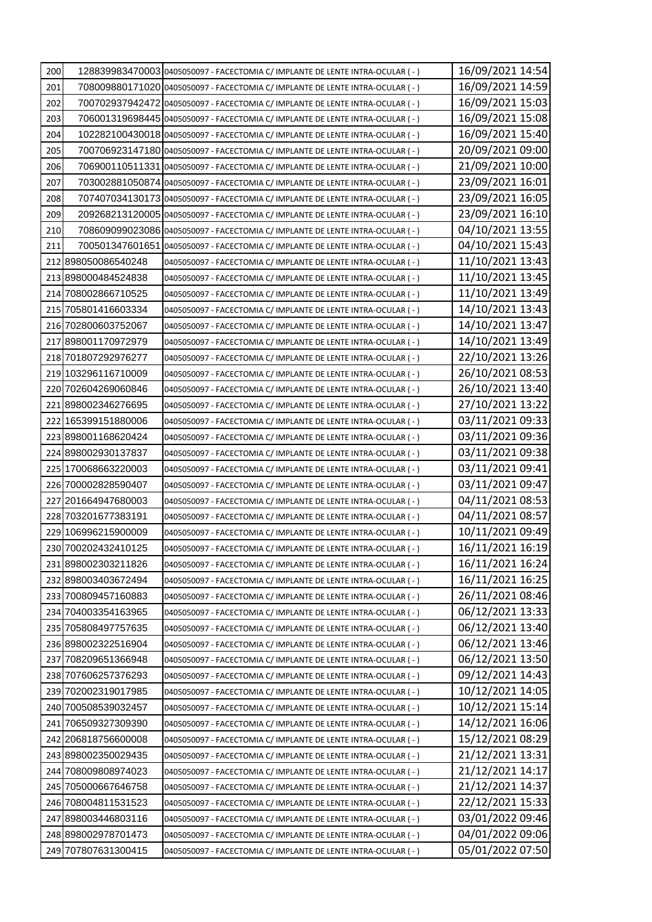| | | | |
|---|---|---|---|
| 200 | 128839983470003 | 0405050097 - FACECTOMIA C/ IMPLANTE DE LENTE INTRA-OCULAR ( - ) | 16/09/2021 14:54 |
| 201 | 708009880171020 | 0405050097 - FACECTOMIA C/ IMPLANTE DE LENTE INTRA-OCULAR ( - ) | 16/09/2021 14:59 |
| 202 | 700702937942472 | 0405050097 - FACECTOMIA C/ IMPLANTE DE LENTE INTRA-OCULAR ( - ) | 16/09/2021 15:03 |
| 203 | 706001319698445 | 0405050097 - FACECTOMIA C/ IMPLANTE DE LENTE INTRA-OCULAR ( - ) | 16/09/2021 15:08 |
| 204 | 102282100430018 | 0405050097 - FACECTOMIA C/ IMPLANTE DE LENTE INTRA-OCULAR ( - ) | 16/09/2021 15:40 |
| 205 | 700706923147180 | 0405050097 - FACECTOMIA C/ IMPLANTE DE LENTE INTRA-OCULAR ( - ) | 20/09/2021 09:00 |
| 206 | 706900110511331 | 0405050097 - FACECTOMIA C/ IMPLANTE DE LENTE INTRA-OCULAR ( - ) | 21/09/2021 10:00 |
| 207 | 703002881050874 | 0405050097 - FACECTOMIA C/ IMPLANTE DE LENTE INTRA-OCULAR ( - ) | 23/09/2021 16:01 |
| 208 | 707407034130173 | 0405050097 - FACECTOMIA C/ IMPLANTE DE LENTE INTRA-OCULAR ( - ) | 23/09/2021 16:05 |
| 209 | 209268213120005 | 0405050097 - FACECTOMIA C/ IMPLANTE DE LENTE INTRA-OCULAR ( - ) | 23/09/2021 16:10 |
| 210 | 708609099023086 | 0405050097 - FACECTOMIA C/ IMPLANTE DE LENTE INTRA-OCULAR ( - ) | 04/10/2021 13:55 |
| 211 | 700501347601651 | 0405050097 - FACECTOMIA C/ IMPLANTE DE LENTE INTRA-OCULAR ( - ) | 04/10/2021 15:43 |
| 212 | 898050086540248 | 0405050097 - FACECTOMIA C/ IMPLANTE DE LENTE INTRA-OCULAR ( - ) | 11/10/2021 13:43 |
| 213 | 898000484524838 | 0405050097 - FACECTOMIA C/ IMPLANTE DE LENTE INTRA-OCULAR ( - ) | 11/10/2021 13:45 |
| 214 | 708002866710525 | 0405050097 - FACECTOMIA C/ IMPLANTE DE LENTE INTRA-OCULAR ( - ) | 11/10/2021 13:49 |
| 215 | 705801416603334 | 0405050097 - FACECTOMIA C/ IMPLANTE DE LENTE INTRA-OCULAR ( - ) | 14/10/2021 13:43 |
| 216 | 702800603752067 | 0405050097 - FACECTOMIA C/ IMPLANTE DE LENTE INTRA-OCULAR ( - ) | 14/10/2021 13:47 |
| 217 | 898001170972979 | 0405050097 - FACECTOMIA C/ IMPLANTE DE LENTE INTRA-OCULAR ( - ) | 14/10/2021 13:49 |
| 218 | 701807292976277 | 0405050097 - FACECTOMIA C/ IMPLANTE DE LENTE INTRA-OCULAR ( - ) | 22/10/2021 13:26 |
| 219 | 103296116710009 | 0405050097 - FACECTOMIA C/ IMPLANTE DE LENTE INTRA-OCULAR ( - ) | 26/10/2021 08:53 |
| 220 | 702604269060846 | 0405050097 - FACECTOMIA C/ IMPLANTE DE LENTE INTRA-OCULAR ( - ) | 26/10/2021 13:40 |
| 221 | 898002346276695 | 0405050097 - FACECTOMIA C/ IMPLANTE DE LENTE INTRA-OCULAR ( - ) | 27/10/2021 13:22 |
| 222 | 165399151880006 | 0405050097 - FACECTOMIA C/ IMPLANTE DE LENTE INTRA-OCULAR ( - ) | 03/11/2021 09:33 |
| 223 | 898001168620424 | 0405050097 - FACECTOMIA C/ IMPLANTE DE LENTE INTRA-OCULAR ( - ) | 03/11/2021 09:36 |
| 224 | 898002930137837 | 0405050097 - FACECTOMIA C/ IMPLANTE DE LENTE INTRA-OCULAR ( - ) | 03/11/2021 09:38 |
| 225 | 170068663220003 | 0405050097 - FACECTOMIA C/ IMPLANTE DE LENTE INTRA-OCULAR ( - ) | 03/11/2021 09:41 |
| 226 | 700002828590407 | 0405050097 - FACECTOMIA C/ IMPLANTE DE LENTE INTRA-OCULAR ( - ) | 03/11/2021 09:47 |
| 227 | 201664947680003 | 0405050097 - FACECTOMIA C/ IMPLANTE DE LENTE INTRA-OCULAR ( - ) | 04/11/2021 08:53 |
| 228 | 703201677383191 | 0405050097 - FACECTOMIA C/ IMPLANTE DE LENTE INTRA-OCULAR ( - ) | 04/11/2021 08:57 |
| 229 | 106996215900009 | 0405050097 - FACECTOMIA C/ IMPLANTE DE LENTE INTRA-OCULAR ( - ) | 10/11/2021 09:49 |
| 230 | 700202432410125 | 0405050097 - FACECTOMIA C/ IMPLANTE DE LENTE INTRA-OCULAR ( - ) | 16/11/2021 16:19 |
| 231 | 898002303211826 | 0405050097 - FACECTOMIA C/ IMPLANTE DE LENTE INTRA-OCULAR ( - ) | 16/11/2021 16:24 |
| 232 | 898003403672494 | 0405050097 - FACECTOMIA C/ IMPLANTE DE LENTE INTRA-OCULAR ( - ) | 16/11/2021 16:25 |
| 233 | 700809457160883 | 0405050097 - FACECTOMIA C/ IMPLANTE DE LENTE INTRA-OCULAR ( - ) | 26/11/2021 08:46 |
| 234 | 704003354163965 | 0405050097 - FACECTOMIA C/ IMPLANTE DE LENTE INTRA-OCULAR ( - ) | 06/12/2021 13:33 |
| 235 | 705808497757635 | 0405050097 - FACECTOMIA C/ IMPLANTE DE LENTE INTRA-OCULAR ( - ) | 06/12/2021 13:40 |
| 236 | 898002322516904 | 0405050097 - FACECTOMIA C/ IMPLANTE DE LENTE INTRA-OCULAR ( - ) | 06/12/2021 13:46 |
| 237 | 708209651366948 | 0405050097 - FACECTOMIA C/ IMPLANTE DE LENTE INTRA-OCULAR ( - ) | 06/12/2021 13:50 |
| 238 | 707606257376293 | 0405050097 - FACECTOMIA C/ IMPLANTE DE LENTE INTRA-OCULAR ( - ) | 09/12/2021 14:43 |
| 239 | 702002319017985 | 0405050097 - FACECTOMIA C/ IMPLANTE DE LENTE INTRA-OCULAR ( - ) | 10/12/2021 14:05 |
| 240 | 700508539032457 | 0405050097 - FACECTOMIA C/ IMPLANTE DE LENTE INTRA-OCULAR ( - ) | 10/12/2021 15:14 |
| 241 | 706509327309390 | 0405050097 - FACECTOMIA C/ IMPLANTE DE LENTE INTRA-OCULAR ( - ) | 14/12/2021 16:06 |
| 242 | 206818756600008 | 0405050097 - FACECTOMIA C/ IMPLANTE DE LENTE INTRA-OCULAR ( - ) | 15/12/2021 08:29 |
| 243 | 898002350029435 | 0405050097 - FACECTOMIA C/ IMPLANTE DE LENTE INTRA-OCULAR ( - ) | 21/12/2021 13:31 |
| 244 | 708009808974023 | 0405050097 - FACECTOMIA C/ IMPLANTE DE LENTE INTRA-OCULAR ( - ) | 21/12/2021 14:17 |
| 245 | 705000667646758 | 0405050097 - FACECTOMIA C/ IMPLANTE DE LENTE INTRA-OCULAR ( - ) | 21/12/2021 14:37 |
| 246 | 708004811531523 | 0405050097 - FACECTOMIA C/ IMPLANTE DE LENTE INTRA-OCULAR ( - ) | 22/12/2021 15:33 |
| 247 | 898003446803116 | 0405050097 - FACECTOMIA C/ IMPLANTE DE LENTE INTRA-OCULAR ( - ) | 03/01/2022 09:46 |
| 248 | 898002978701473 | 0405050097 - FACECTOMIA C/ IMPLANTE DE LENTE INTRA-OCULAR ( - ) | 04/01/2022 09:06 |
| 249 | 707807631300415 | 0405050097 - FACECTOMIA C/ IMPLANTE DE LENTE INTRA-OCULAR ( - ) | 05/01/2022 07:50 |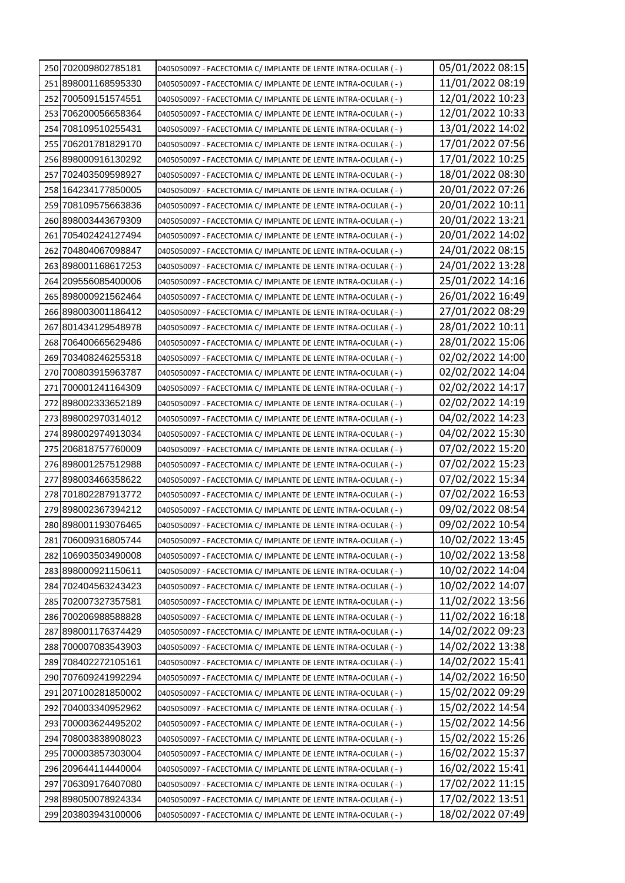| | | | |
|---|---|---|---|
| 250 | 702009802785181 | 0405050097 - FACECTOMIA C/ IMPLANTE DE LENTE INTRA-OCULAR ( - ) | 05/01/2022 08:15 |
| 251 | 898001168595330 | 0405050097 - FACECTOMIA C/ IMPLANTE DE LENTE INTRA-OCULAR ( - ) | 11/01/2022 08:19 |
| 252 | 700509151574551 | 0405050097 - FACECTOMIA C/ IMPLANTE DE LENTE INTRA-OCULAR ( - ) | 12/01/2022 10:23 |
| 253 | 706200056658364 | 0405050097 - FACECTOMIA C/ IMPLANTE DE LENTE INTRA-OCULAR ( - ) | 12/01/2022 10:33 |
| 254 | 708109510255431 | 0405050097 - FACECTOMIA C/ IMPLANTE DE LENTE INTRA-OCULAR ( - ) | 13/01/2022 14:02 |
| 255 | 706201781829170 | 0405050097 - FACECTOMIA C/ IMPLANTE DE LENTE INTRA-OCULAR ( - ) | 17/01/2022 07:56 |
| 256 | 898000916130292 | 0405050097 - FACECTOMIA C/ IMPLANTE DE LENTE INTRA-OCULAR ( - ) | 17/01/2022 10:25 |
| 257 | 702403509598927 | 0405050097 - FACECTOMIA C/ IMPLANTE DE LENTE INTRA-OCULAR ( - ) | 18/01/2022 08:30 |
| 258 | 164234177850005 | 0405050097 - FACECTOMIA C/ IMPLANTE DE LENTE INTRA-OCULAR ( - ) | 20/01/2022 07:26 |
| 259 | 708109575663836 | 0405050097 - FACECTOMIA C/ IMPLANTE DE LENTE INTRA-OCULAR ( - ) | 20/01/2022 10:11 |
| 260 | 898003443679309 | 0405050097 - FACECTOMIA C/ IMPLANTE DE LENTE INTRA-OCULAR ( - ) | 20/01/2022 13:21 |
| 261 | 705402424127494 | 0405050097 - FACECTOMIA C/ IMPLANTE DE LENTE INTRA-OCULAR ( - ) | 20/01/2022 14:02 |
| 262 | 704804067098847 | 0405050097 - FACECTOMIA C/ IMPLANTE DE LENTE INTRA-OCULAR ( - ) | 24/01/2022 08:15 |
| 263 | 898001168617253 | 0405050097 - FACECTOMIA C/ IMPLANTE DE LENTE INTRA-OCULAR ( - ) | 24/01/2022 13:28 |
| 264 | 209556085400006 | 0405050097 - FACECTOMIA C/ IMPLANTE DE LENTE INTRA-OCULAR ( - ) | 25/01/2022 14:16 |
| 265 | 898000921562464 | 0405050097 - FACECTOMIA C/ IMPLANTE DE LENTE INTRA-OCULAR ( - ) | 26/01/2022 16:49 |
| 266 | 898003001186412 | 0405050097 - FACECTOMIA C/ IMPLANTE DE LENTE INTRA-OCULAR ( - ) | 27/01/2022 08:29 |
| 267 | 801434129548978 | 0405050097 - FACECTOMIA C/ IMPLANTE DE LENTE INTRA-OCULAR ( - ) | 28/01/2022 10:11 |
| 268 | 706400665629486 | 0405050097 - FACECTOMIA C/ IMPLANTE DE LENTE INTRA-OCULAR ( - ) | 28/01/2022 15:06 |
| 269 | 703408246255318 | 0405050097 - FACECTOMIA C/ IMPLANTE DE LENTE INTRA-OCULAR ( - ) | 02/02/2022 14:00 |
| 270 | 700803915963787 | 0405050097 - FACECTOMIA C/ IMPLANTE DE LENTE INTRA-OCULAR ( - ) | 02/02/2022 14:04 |
| 271 | 700001241164309 | 0405050097 - FACECTOMIA C/ IMPLANTE DE LENTE INTRA-OCULAR ( - ) | 02/02/2022 14:17 |
| 272 | 898002333652189 | 0405050097 - FACECTOMIA C/ IMPLANTE DE LENTE INTRA-OCULAR ( - ) | 02/02/2022 14:19 |
| 273 | 898002970314012 | 0405050097 - FACECTOMIA C/ IMPLANTE DE LENTE INTRA-OCULAR ( - ) | 04/02/2022 14:23 |
| 274 | 898002974913034 | 0405050097 - FACECTOMIA C/ IMPLANTE DE LENTE INTRA-OCULAR ( - ) | 04/02/2022 15:30 |
| 275 | 206818757760009 | 0405050097 - FACECTOMIA C/ IMPLANTE DE LENTE INTRA-OCULAR ( - ) | 07/02/2022 15:20 |
| 276 | 898001257512988 | 0405050097 - FACECTOMIA C/ IMPLANTE DE LENTE INTRA-OCULAR ( - ) | 07/02/2022 15:23 |
| 277 | 898003466358622 | 0405050097 - FACECTOMIA C/ IMPLANTE DE LENTE INTRA-OCULAR ( - ) | 07/02/2022 15:34 |
| 278 | 701802287913772 | 0405050097 - FACECTOMIA C/ IMPLANTE DE LENTE INTRA-OCULAR ( - ) | 07/02/2022 16:53 |
| 279 | 898002367394212 | 0405050097 - FACECTOMIA C/ IMPLANTE DE LENTE INTRA-OCULAR ( - ) | 09/02/2022 08:54 |
| 280 | 898001193076465 | 0405050097 - FACECTOMIA C/ IMPLANTE DE LENTE INTRA-OCULAR ( - ) | 09/02/2022 10:54 |
| 281 | 706009316805744 | 0405050097 - FACECTOMIA C/ IMPLANTE DE LENTE INTRA-OCULAR ( - ) | 10/02/2022 13:45 |
| 282 | 106903503490008 | 0405050097 - FACECTOMIA C/ IMPLANTE DE LENTE INTRA-OCULAR ( - ) | 10/02/2022 13:58 |
| 283 | 898000921150611 | 0405050097 - FACECTOMIA C/ IMPLANTE DE LENTE INTRA-OCULAR ( - ) | 10/02/2022 14:04 |
| 284 | 702404563243423 | 0405050097 - FACECTOMIA C/ IMPLANTE DE LENTE INTRA-OCULAR ( - ) | 10/02/2022 14:07 |
| 285 | 702007327357581 | 0405050097 - FACECTOMIA C/ IMPLANTE DE LENTE INTRA-OCULAR ( - ) | 11/02/2022 13:56 |
| 286 | 700206988588828 | 0405050097 - FACECTOMIA C/ IMPLANTE DE LENTE INTRA-OCULAR ( - ) | 11/02/2022 16:18 |
| 287 | 898001176374429 | 0405050097 - FACECTOMIA C/ IMPLANTE DE LENTE INTRA-OCULAR ( - ) | 14/02/2022 09:23 |
| 288 | 700007083543903 | 0405050097 - FACECTOMIA C/ IMPLANTE DE LENTE INTRA-OCULAR ( - ) | 14/02/2022 13:38 |
| 289 | 708402272105161 | 0405050097 - FACECTOMIA C/ IMPLANTE DE LENTE INTRA-OCULAR ( - ) | 14/02/2022 15:41 |
| 290 | 707609241992294 | 0405050097 - FACECTOMIA C/ IMPLANTE DE LENTE INTRA-OCULAR ( - ) | 14/02/2022 16:50 |
| 291 | 207100281850002 | 0405050097 - FACECTOMIA C/ IMPLANTE DE LENTE INTRA-OCULAR ( - ) | 15/02/2022 09:29 |
| 292 | 704003340952962 | 0405050097 - FACECTOMIA C/ IMPLANTE DE LENTE INTRA-OCULAR ( - ) | 15/02/2022 14:54 |
| 293 | 700003624495202 | 0405050097 - FACECTOMIA C/ IMPLANTE DE LENTE INTRA-OCULAR ( - ) | 15/02/2022 14:56 |
| 294 | 708003838908023 | 0405050097 - FACECTOMIA C/ IMPLANTE DE LENTE INTRA-OCULAR ( - ) | 15/02/2022 15:26 |
| 295 | 700003857303004 | 0405050097 - FACECTOMIA C/ IMPLANTE DE LENTE INTRA-OCULAR ( - ) | 16/02/2022 15:37 |
| 296 | 209644114440004 | 0405050097 - FACECTOMIA C/ IMPLANTE DE LENTE INTRA-OCULAR ( - ) | 16/02/2022 15:41 |
| 297 | 706309176407080 | 0405050097 - FACECTOMIA C/ IMPLANTE DE LENTE INTRA-OCULAR ( - ) | 17/02/2022 11:15 |
| 298 | 898050078924334 | 0405050097 - FACECTOMIA C/ IMPLANTE DE LENTE INTRA-OCULAR ( - ) | 17/02/2022 13:51 |
| 299 | 203803943100006 | 0405050097 - FACECTOMIA C/ IMPLANTE DE LENTE INTRA-OCULAR ( - ) | 18/02/2022 07:49 |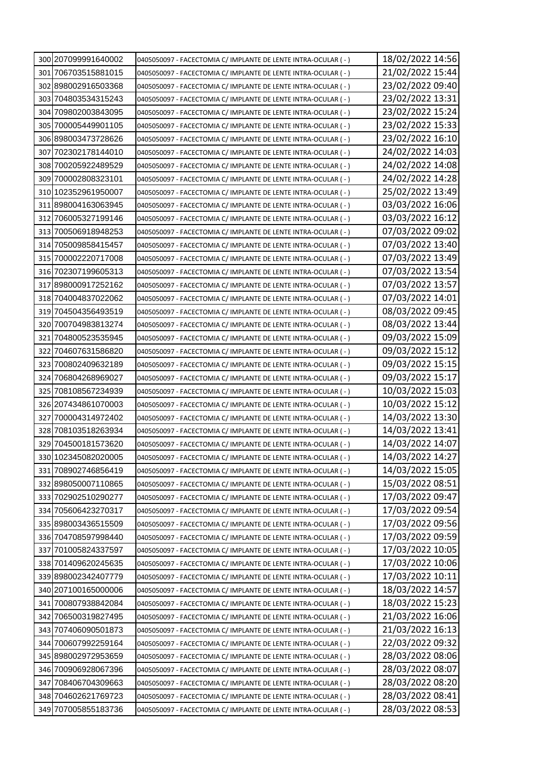| | | | |
|---|---|---|---|
| 300 | 207099991640002 | 0405050097 - FACECTOMIA C/ IMPLANTE DE LENTE INTRA-OCULAR ( - ) | 18/02/2022 14:56 |
| 301 | 706703515881015 | 0405050097 - FACECTOMIA C/ IMPLANTE DE LENTE INTRA-OCULAR ( - ) | 21/02/2022 15:44 |
| 302 | 898002916503368 | 0405050097 - FACECTOMIA C/ IMPLANTE DE LENTE INTRA-OCULAR ( - ) | 23/02/2022 09:40 |
| 303 | 704803534315243 | 0405050097 - FACECTOMIA C/ IMPLANTE DE LENTE INTRA-OCULAR ( - ) | 23/02/2022 13:31 |
| 304 | 709802003843095 | 0405050097 - FACECTOMIA C/ IMPLANTE DE LENTE INTRA-OCULAR ( - ) | 23/02/2022 15:24 |
| 305 | 700005449901105 | 0405050097 - FACECTOMIA C/ IMPLANTE DE LENTE INTRA-OCULAR ( - ) | 23/02/2022 15:33 |
| 306 | 898003473728626 | 0405050097 - FACECTOMIA C/ IMPLANTE DE LENTE INTRA-OCULAR ( - ) | 23/02/2022 16:10 |
| 307 | 702302178144010 | 0405050097 - FACECTOMIA C/ IMPLANTE DE LENTE INTRA-OCULAR ( - ) | 24/02/2022 14:03 |
| 308 | 700205922489529 | 0405050097 - FACECTOMIA C/ IMPLANTE DE LENTE INTRA-OCULAR ( - ) | 24/02/2022 14:08 |
| 309 | 700002808323101 | 0405050097 - FACECTOMIA C/ IMPLANTE DE LENTE INTRA-OCULAR ( - ) | 24/02/2022 14:28 |
| 310 | 102352961950007 | 0405050097 - FACECTOMIA C/ IMPLANTE DE LENTE INTRA-OCULAR ( - ) | 25/02/2022 13:49 |
| 311 | 898004163063945 | 0405050097 - FACECTOMIA C/ IMPLANTE DE LENTE INTRA-OCULAR ( - ) | 03/03/2022 16:06 |
| 312 | 706005327199146 | 0405050097 - FACECTOMIA C/ IMPLANTE DE LENTE INTRA-OCULAR ( - ) | 03/03/2022 16:12 |
| 313 | 700506918948253 | 0405050097 - FACECTOMIA C/ IMPLANTE DE LENTE INTRA-OCULAR ( - ) | 07/03/2022 09:02 |
| 314 | 705009858415457 | 0405050097 - FACECTOMIA C/ IMPLANTE DE LENTE INTRA-OCULAR ( - ) | 07/03/2022 13:40 |
| 315 | 700002220717008 | 0405050097 - FACECTOMIA C/ IMPLANTE DE LENTE INTRA-OCULAR ( - ) | 07/03/2022 13:49 |
| 316 | 702307199605313 | 0405050097 - FACECTOMIA C/ IMPLANTE DE LENTE INTRA-OCULAR ( - ) | 07/03/2022 13:54 |
| 317 | 898000917252162 | 0405050097 - FACECTOMIA C/ IMPLANTE DE LENTE INTRA-OCULAR ( - ) | 07/03/2022 13:57 |
| 318 | 704004837022062 | 0405050097 - FACECTOMIA C/ IMPLANTE DE LENTE INTRA-OCULAR ( - ) | 07/03/2022 14:01 |
| 319 | 704504356493519 | 0405050097 - FACECTOMIA C/ IMPLANTE DE LENTE INTRA-OCULAR ( - ) | 08/03/2022 09:45 |
| 320 | 700704983813274 | 0405050097 - FACECTOMIA C/ IMPLANTE DE LENTE INTRA-OCULAR ( - ) | 08/03/2022 13:44 |
| 321 | 704800523535945 | 0405050097 - FACECTOMIA C/ IMPLANTE DE LENTE INTRA-OCULAR ( - ) | 09/03/2022 15:09 |
| 322 | 704607631586820 | 0405050097 - FACECTOMIA C/ IMPLANTE DE LENTE INTRA-OCULAR ( - ) | 09/03/2022 15:12 |
| 323 | 700802409632189 | 0405050097 - FACECTOMIA C/ IMPLANTE DE LENTE INTRA-OCULAR ( - ) | 09/03/2022 15:15 |
| 324 | 706804268969027 | 0405050097 - FACECTOMIA C/ IMPLANTE DE LENTE INTRA-OCULAR ( - ) | 09/03/2022 15:17 |
| 325 | 708108567234939 | 0405050097 - FACECTOMIA C/ IMPLANTE DE LENTE INTRA-OCULAR ( - ) | 10/03/2022 15:03 |
| 326 | 207434861070003 | 0405050097 - FACECTOMIA C/ IMPLANTE DE LENTE INTRA-OCULAR ( - ) | 10/03/2022 15:12 |
| 327 | 700004314972402 | 0405050097 - FACECTOMIA C/ IMPLANTE DE LENTE INTRA-OCULAR ( - ) | 14/03/2022 13:30 |
| 328 | 708103518263934 | 0405050097 - FACECTOMIA C/ IMPLANTE DE LENTE INTRA-OCULAR ( - ) | 14/03/2022 13:41 |
| 329 | 704500181573620 | 0405050097 - FACECTOMIA C/ IMPLANTE DE LENTE INTRA-OCULAR ( - ) | 14/03/2022 14:07 |
| 330 | 102345082020005 | 0405050097 - FACECTOMIA C/ IMPLANTE DE LENTE INTRA-OCULAR ( - ) | 14/03/2022 14:27 |
| 331 | 708902746856419 | 0405050097 - FACECTOMIA C/ IMPLANTE DE LENTE INTRA-OCULAR ( - ) | 14/03/2022 15:05 |
| 332 | 898050007110865 | 0405050097 - FACECTOMIA C/ IMPLANTE DE LENTE INTRA-OCULAR ( - ) | 15/03/2022 08:51 |
| 333 | 702902510290277 | 0405050097 - FACECTOMIA C/ IMPLANTE DE LENTE INTRA-OCULAR ( - ) | 17/03/2022 09:47 |
| 334 | 705606423270317 | 0405050097 - FACECTOMIA C/ IMPLANTE DE LENTE INTRA-OCULAR ( - ) | 17/03/2022 09:54 |
| 335 | 898003436515509 | 0405050097 - FACECTOMIA C/ IMPLANTE DE LENTE INTRA-OCULAR ( - ) | 17/03/2022 09:56 |
| 336 | 704708597998440 | 0405050097 - FACECTOMIA C/ IMPLANTE DE LENTE INTRA-OCULAR ( - ) | 17/03/2022 09:59 |
| 337 | 701005824337597 | 0405050097 - FACECTOMIA C/ IMPLANTE DE LENTE INTRA-OCULAR ( - ) | 17/03/2022 10:05 |
| 338 | 701409620245635 | 0405050097 - FACECTOMIA C/ IMPLANTE DE LENTE INTRA-OCULAR ( - ) | 17/03/2022 10:06 |
| 339 | 898002342407779 | 0405050097 - FACECTOMIA C/ IMPLANTE DE LENTE INTRA-OCULAR ( - ) | 17/03/2022 10:11 |
| 340 | 207100165000006 | 0405050097 - FACECTOMIA C/ IMPLANTE DE LENTE INTRA-OCULAR ( - ) | 18/03/2022 14:57 |
| 341 | 700807938842084 | 0405050097 - FACECTOMIA C/ IMPLANTE DE LENTE INTRA-OCULAR ( - ) | 18/03/2022 15:23 |
| 342 | 706500319827495 | 0405050097 - FACECTOMIA C/ IMPLANTE DE LENTE INTRA-OCULAR ( - ) | 21/03/2022 16:06 |
| 343 | 707406090501873 | 0405050097 - FACECTOMIA C/ IMPLANTE DE LENTE INTRA-OCULAR ( - ) | 21/03/2022 16:13 |
| 344 | 700607992259164 | 0405050097 - FACECTOMIA C/ IMPLANTE DE LENTE INTRA-OCULAR ( - ) | 22/03/2022 09:32 |
| 345 | 898002972953659 | 0405050097 - FACECTOMIA C/ IMPLANTE DE LENTE INTRA-OCULAR ( - ) | 28/03/2022 08:06 |
| 346 | 700906928067396 | 0405050097 - FACECTOMIA C/ IMPLANTE DE LENTE INTRA-OCULAR ( - ) | 28/03/2022 08:07 |
| 347 | 708406704309663 | 0405050097 - FACECTOMIA C/ IMPLANTE DE LENTE INTRA-OCULAR ( - ) | 28/03/2022 08:20 |
| 348 | 704602621769723 | 0405050097 - FACECTOMIA C/ IMPLANTE DE LENTE INTRA-OCULAR ( - ) | 28/03/2022 08:41 |
| 349 | 707005855183736 | 0405050097 - FACECTOMIA C/ IMPLANTE DE LENTE INTRA-OCULAR ( - ) | 28/03/2022 08:53 |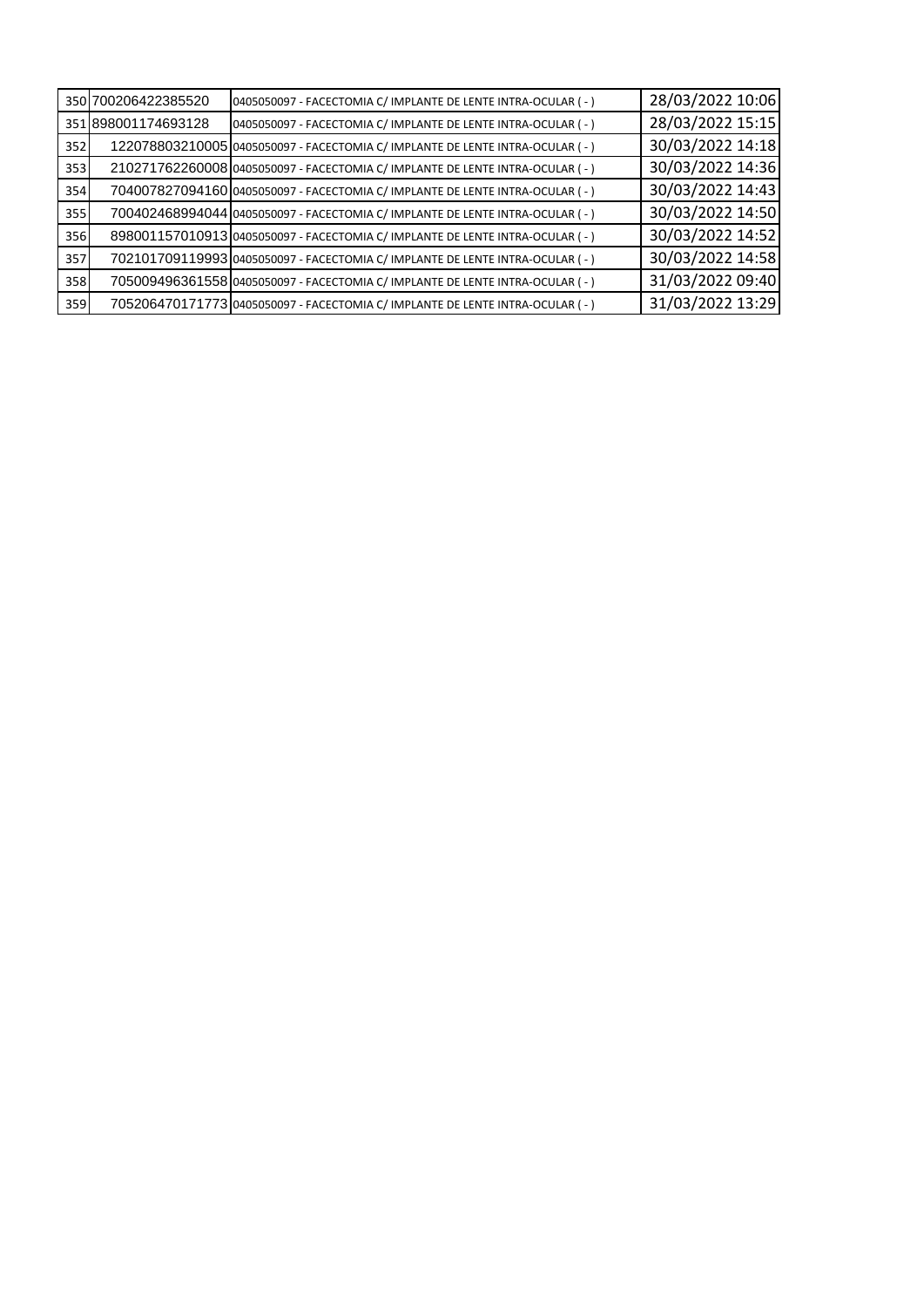| | | | |
|---|---|---|---|
| 350 | 700206422385520 | 0405050097 - FACECTOMIA C/ IMPLANTE DE LENTE INTRA-OCULAR ( - ) | 28/03/2022 10:06 |
| 351 | 898001174693128 | 0405050097 - FACECTOMIA C/ IMPLANTE DE LENTE INTRA-OCULAR ( - ) | 28/03/2022 15:15 |
| 352 | 122078803210005 | 0405050097 - FACECTOMIA C/ IMPLANTE DE LENTE INTRA-OCULAR ( - ) | 30/03/2022 14:18 |
| 353 | 210271762260008 | 0405050097 - FACECTOMIA C/ IMPLANTE DE LENTE INTRA-OCULAR ( - ) | 30/03/2022 14:36 |
| 354 | 704007827094160 | 0405050097 - FACECTOMIA C/ IMPLANTE DE LENTE INTRA-OCULAR ( - ) | 30/03/2022 14:43 |
| 355 | 700402468994044 | 0405050097 - FACECTOMIA C/ IMPLANTE DE LENTE INTRA-OCULAR ( - ) | 30/03/2022 14:50 |
| 356 | 898001157010913 | 0405050097 - FACECTOMIA C/ IMPLANTE DE LENTE INTRA-OCULAR ( - ) | 30/03/2022 14:52 |
| 357 | 702101709119993 | 0405050097 - FACECTOMIA C/ IMPLANTE DE LENTE INTRA-OCULAR ( - ) | 30/03/2022 14:58 |
| 358 | 705009496361558 | 0405050097 - FACECTOMIA C/ IMPLANTE DE LENTE INTRA-OCULAR ( - ) | 31/03/2022 09:40 |
| 359 | 705206470171773 | 0405050097 - FACECTOMIA C/ IMPLANTE DE LENTE INTRA-OCULAR ( - ) | 31/03/2022 13:29 |